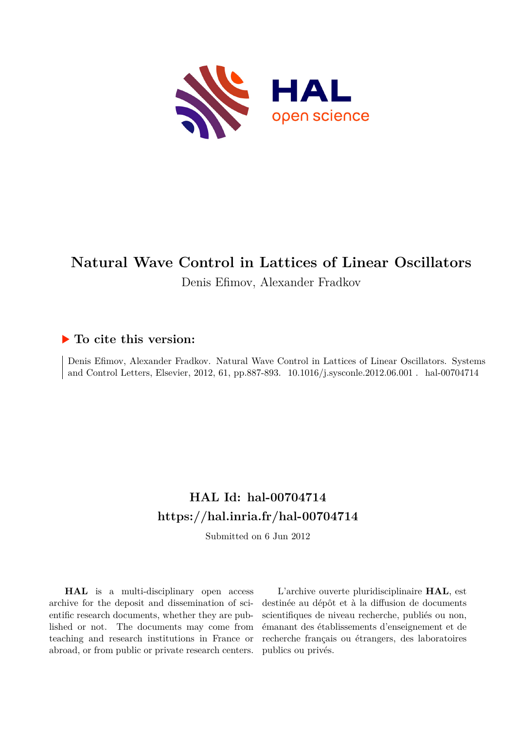# Natural Wave Control in Lattices of Linear Oscillators

Denis Efimov, Alexander Fradkov

## ▶ To cite this version:

Denis Efimov, Alexander Fradkov. Natural Wave Control in Lattices of Linear Oscillators. Systems and Control Letters, Elsevier, 2012, 61, pp.887-893. 10.1016/j.sysconle.2012.06.001 . hal-00704714

## HAL Id: hal-00704714
## https://hal.inria.fr/hal-00704714

Submitted on 6 Jun 2012

**HAL** is a multi-disciplinary open access archive for the deposit and dissemination of scientific research documents, whether they are published or not. The documents may come from teaching and research institutions in France or abroad, or from public or private research centers.

L'archive ouverte pluridisciplinaire **HAL**, est destinée au dépôt et à la diffusion de documents scientifiques de niveau recherche, publiés ou non, émanant des établissements d'enseignement et de recherche français ou étrangers, des laboratoires publics ou privés.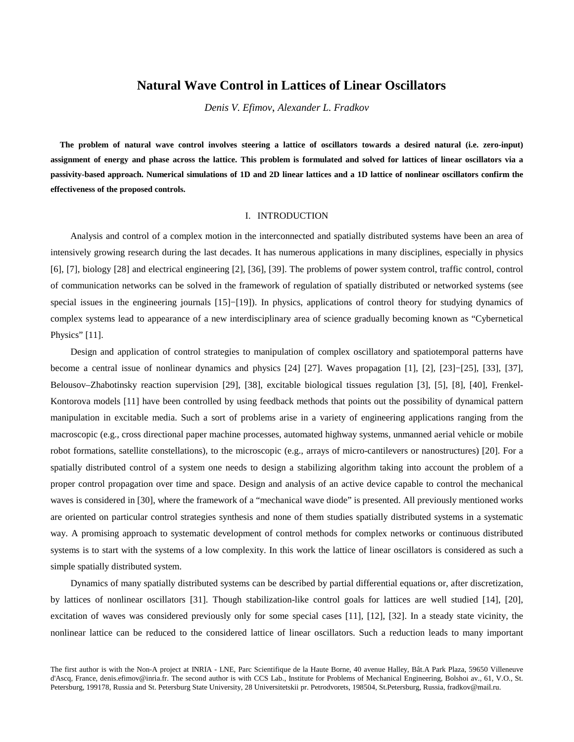# Natural Wave Control in Lattices of Linear Oscillators

*Denis V. Efimov, Alexander L. Fradkov*

**The problem of natural wave control involves steering a lattice of oscillators towards a desired natural (i.e. zero-input) assignment of energy and phase across the lattice. This problem is formulated and solved for lattices of linear oscillators via a passivity-based approach. Numerical simulations of 1D and 2D linear lattices and a 1D lattice of nonlinear oscillators confirm the effectiveness of the proposed controls.**

## I. INTRODUCTION

Analysis and control of a complex motion in the interconnected and spatially distributed systems have been an area of intensively growing research during the last decades. It has numerous applications in many disciplines, especially in physics [6], [7], biology [28] and electrical engineering [2], [36], [39]. The problems of power system control, traffic control, control of communication networks can be solved in the framework of regulation of spatially distributed or networked systems (see special issues in the engineering journals [15]−[19]). In physics, applications of control theory for studying dynamics of complex systems lead to appearance of a new interdisciplinary area of science gradually becoming known as "Cybernetical Physics" [11].

Design and application of control strategies to manipulation of complex oscillatory and spatiotemporal patterns have become a central issue of nonlinear dynamics and physics [24] [27]. Waves propagation [1], [2], [23]−[25], [33], [37], Belousov–Zhabotinsky reaction supervision [29], [38], excitable biological tissues regulation [3], [5], [8], [40], Frenkel-Kontorova models [11] have been controlled by using feedback methods that points out the possibility of dynamical pattern manipulation in excitable media. Such a sort of problems arise in a variety of engineering applications ranging from the macroscopic (e.g., cross directional paper machine processes, automated highway systems, unmanned aerial vehicle or mobile robot formations, satellite constellations), to the microscopic (e.g., arrays of micro-cantilevers or nanostructures) [20]. For a spatially distributed control of a system one needs to design a stabilizing algorithm taking into account the problem of a proper control propagation over time and space. Design and analysis of an active device capable to control the mechanical waves is considered in [30], where the framework of a "mechanical wave diode" is presented. All previously mentioned works are oriented on particular control strategies synthesis and none of them studies spatially distributed systems in a systematic way. A promising approach to systematic development of control methods for complex networks or continuous distributed systems is to start with the systems of a low complexity. In this work the lattice of linear oscillators is considered as such a simple spatially distributed system.

Dynamics of many spatially distributed systems can be described by partial differential equations or, after discretization, by lattices of nonlinear oscillators [31]. Though stabilization-like control goals for lattices are well studied [14], [20], excitation of waves was considered previously only for some special cases [11], [12], [32]. In a steady state vicinity, the nonlinear lattice can be reduced to the considered lattice of linear oscillators. Such a reduction leads to many important

The first author is with the Non-A project at INRIA - LNE, Parc Scientifique de la Haute Borne, 40 avenue Halley, Bât.A Park Plaza, 59650 Villeneuve d'Ascq, France, denis.efimov@inria.fr. The second author is with CCS Lab., Institute for Problems of Mechanical Engineering, Bolshoi av., 61, V.O., St. Petersburg, 199178, Russia and St. Petersburg State University, 28 Universitetskii pr. Petrodvorets, 198504, St.Petersburg, Russia, fradkov@mail.ru.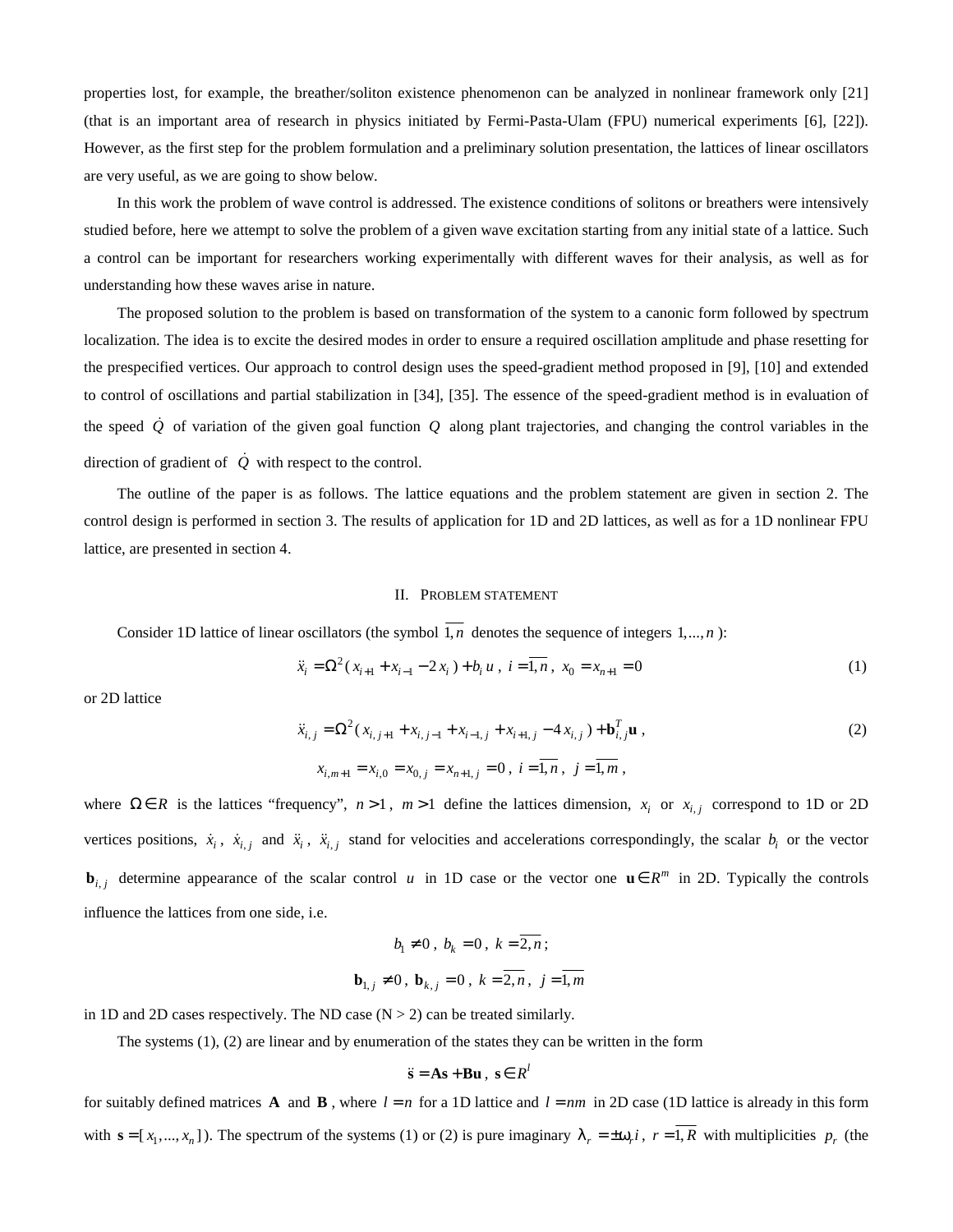properties lost, for example, the breather/soliton existence phenomenon can be analyzed in nonlinear framework only [21] (that is an important area of research in physics initiated by Fermi-Pasta-Ulam (FPU) numerical experiments [6], [22]). However, as the first step for the problem formulation and a preliminary solution presentation, the lattices of linear oscillators are very useful, as we are going to show below.

In this work the problem of wave control is addressed. The existence conditions of solitons or breathers were intensively studied before, here we attempt to solve the problem of a given wave excitation starting from any initial state of a lattice. Such a control can be important for researchers working experimentally with different waves for their analysis, as well as for understanding how these waves arise in nature.

The proposed solution to the problem is based on transformation of the system to a canonic form followed by spectrum localization. The idea is to excite the desired modes in order to ensure a required oscillation amplitude and phase resetting for the prespecified vertices. Our approach to control design uses the speed-gradient method proposed in [9], [10] and extended to control of oscillations and partial stabilization in [34], [35]. The essence of the speed-gradient method is in evaluation of the speed $\dot{Q}$ of variation of the given goal function $Q$ along plant trajectories, and changing the control variables in the direction of gradient of $\dot{Q}$ with respect to the control.

The outline of the paper is as follows. The lattice equations and the problem statement are given in section 2. The control design is performed in section 3. The results of application for 1D and 2D lattices, as well as for a 1D nonlinear FPU lattice, are presented in section 4.

## II. Problem statement

Consider 1D lattice of linear oscillators (the symbol $\overline{1,n}$ denotes the sequence of integers $1,...,n$):

$$\ddot{x}_i = \Omega^2(x_{i+1} + x_{i-1} - 2x_i) + b_i u \,, \; i = \overline{1,n} \,, \; x_0 = x_{n+1} = 0 \tag{1}$$

or 2D lattice

$$\ddot{x}_{i,j} = \Omega^2(x_{i,j+1} + x_{i,j-1} + x_{i-1,j} + x_{i+1,j} - 4x_{i,j}) + \mathbf{b}_{i,j}^T \mathbf{u} \,, \tag{2}$$

$$x_{i,m+1} = x_{i,0} = x_{0,j} = x_{n+1,j} = 0 \,, \; i = \overline{1,n} \,, \; j = \overline{1,m} \,,$$

where $\Omega \in R$ is the lattices "frequency", $n > 1$, $m > 1$ define the lattices dimension, $x_i$ or $x_{i,j}$ correspond to 1D or 2D vertices positions, $\dot{x}_i$, $\dot{x}_{i,j}$ and $\ddot{x}_i$, $\ddot{x}_{i,j}$ stand for velocities and accelerations correspondingly, the scalar $b_i$ or the vector $\mathbf{b}_{i,j}$ determine appearance of the scalar control $u$ in 1D case or the vector one $\mathbf{u} \in R^m$ in 2D. Typically the controls influence the lattices from one side, i.e.

$$b_1 \neq 0 \,, \; b_k = 0 \,, \; k = \overline{2,n} \,;$$

$$\mathbf{b}_{1,j} \neq 0 \,, \; \mathbf{b}_{k,j} = 0 \,, \; k = \overline{2,n} \,, \; j = \overline{1,m}$$

in 1D and 2D cases respectively. The ND case (N > 2) can be treated similarly.

The systems (1), (2) are linear and by enumeration of the states they can be written in the form

$$\ddot{\mathbf{s}} = \mathbf{A}\mathbf{s} + \mathbf{B}\mathbf{u} \,, \; \mathbf{s} \in R^l$$

for suitably defined matrices $\mathbf{A}$ and $\mathbf{B}$, where $l = n$ for a 1D lattice and $l = nm$ in 2D case (1D lattice is already in this form with $\mathbf{s} = [x_1,...,x_n]$). The spectrum of the systems (1) or (2) is pure imaginary $\lambda_r = \pm\omega_r i$, $r = \overline{1,R}$ with multiplicities $p_r$ (the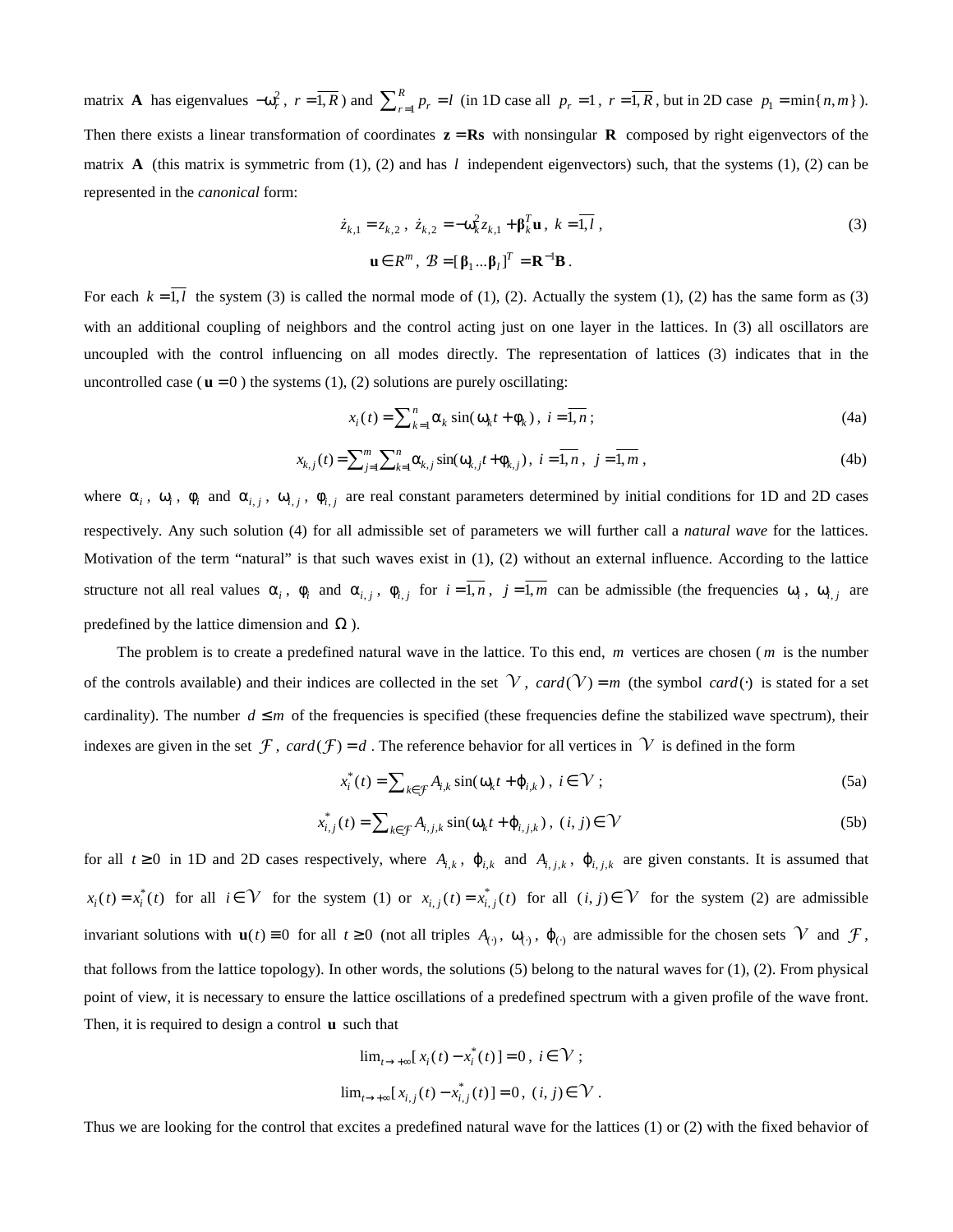matrix $\mathbf{A}$ has eigenvalues $-\omega_r^2$, $r=\overline{1,R}$) and $\sum_{r=1}^{R} p_r = l$ (in 1D case all $p_r = 1$, $r=\overline{1,R}$, but in 2D case $p_1 = \min\{n,m\}$). Then there exists a linear transformation of coordinates $\mathbf{z}=\mathbf{Rs}$ with nonsingular $\mathbf{R}$ composed by right eigenvectors of the matrix $\mathbf{A}$ (this matrix is symmetric from (1), (2) and has $l$ independent eigenvectors) such, that the systems (1), (2) can be represented in the *canonical* form:

$$\dot{z}_{k,1} = z_{k,2}\,,\ \dot{z}_{k,2} = -\omega_k^2 z_{k,1} + \boldsymbol{\beta}_k^T \mathbf{u}\,,\ k=\overline{1,l}\,, \tag{3}$$

$$\mathbf{u}\in R^m\,,\ \mathcal{B} = [\boldsymbol{\beta}_1 \ldots \boldsymbol{\beta}_l]^T = \mathbf{R}^{-1}\mathbf{B}\,.$$

For each $k=\overline{1,l}$ the system (3) is called the normal mode of (1), (2). Actually the system (1), (2) has the same form as (3) with an additional coupling of neighbors and the control acting just on one layer in the lattices. In (3) all oscillators are uncoupled with the control influencing on all modes directly. The representation of lattices (3) indicates that in the uncontrolled case ($\mathbf{u}=0$) the systems (1), (2) solutions are purely oscillating:

$$x_i(t) = \sum_{k=1}^{n} \alpha_k \sin(\omega_k t + \phi_k)\,,\ i=\overline{1,n}\,; \tag{4a}$$

$$x_{k,j}(t) = \sum_{j=1}^{m}\sum_{k=1}^{n} \alpha_{k,j} \sin(\omega_{k,j} t + \phi_{k,j})\,,\ i=\overline{1,n}\,,\ j=\overline{1,m}\,, \tag{4b}$$

where $\alpha_i$, $\omega_i$, $\phi_i$ and $\alpha_{i,j}$, $\omega_{i,j}$, $\phi_{i,j}$ are real constant parameters determined by initial conditions for 1D and 2D cases respectively. Any such solution (4) for all admissible set of parameters we will further call a *natural wave* for the lattices. Motivation of the term "natural" is that such waves exist in (1), (2) without an external influence. According to the lattice structure not all real values $\alpha_i$, $\phi_i$ and $\alpha_{i,j}$, $\phi_{i,j}$ for $i=\overline{1,n}$, $j=\overline{1,m}$ can be admissible (the frequencies $\omega_i$, $\omega_{i,j}$ are predefined by the lattice dimension and $\Omega$).

The problem is to create a predefined natural wave in the lattice. To this end, $m$ vertices are chosen ($m$ is the number of the controls available) and their indices are collected in the set $\mathcal{V}$, $card(\mathcal{V})=m$ (the symbol $card(\cdot)$ is stated for a set cardinality). The number $d \le m$ of the frequencies is specified (these frequencies define the stabilized wave spectrum), their indexes are given in the set $\mathcal{F}$, $card(\mathcal{F})=d$. The reference behavior for all vertices in $\mathcal{V}$ is defined in the form

$$x_i^*(t) = \sum_{k\in\mathcal{F}} A_{i,k} \sin(\omega_k t + \varphi_{i,k})\,,\ i\in\mathcal{V}\,; \tag{5a}$$

$$x_{i,j}^*(t) = \sum_{k\in\mathcal{F}} A_{i,j,k} \sin(\omega_k t + \varphi_{i,j,k})\,,\ (i,j)\in\mathcal{V} \tag{5b}$$

for all $t\ge 0$ in 1D and 2D cases respectively, where $A_{i,k}$, $\varphi_{i,k}$ and $A_{i,j,k}$, $\varphi_{i,j,k}$ are given constants. It is assumed that $x_i(t) = x_i^*(t)$ for all $i\in\mathcal{V}$ for the system (1) or $x_{i,j}(t) = x_{i,j}^*(t)$ for all $(i,j)\in\mathcal{V}$ for the system (2) are admissible invariant solutions with $\mathbf{u}(t)\equiv 0$ for all $t\ge 0$ (not all triples $A_{(\cdot)}$, $\omega_{(\cdot)}$, $\varphi_{(\cdot)}$ are admissible for the chosen sets $\mathcal{V}$ and $\mathcal{F}$, that follows from the lattice topology). In other words, the solutions (5) belong to the natural waves for (1), (2). From physical point of view, it is necessary to ensure the lattice oscillations of a predefined spectrum with a given profile of the wave front. Then, it is required to design a control $\mathbf{u}$ such that

$$\lim_{t\to+\infty}[x_i(t) - x_i^*(t)] = 0\,,\ i\in\mathcal{V}\,;$$

$$\lim_{t\to+\infty}[x_{i,j}(t) - x_{i,j}^*(t)] = 0\,,\ (i,j)\in\mathcal{V}\,.$$

Thus we are looking for the control that excites a predefined natural wave for the lattices (1) or (2) with the fixed behavior of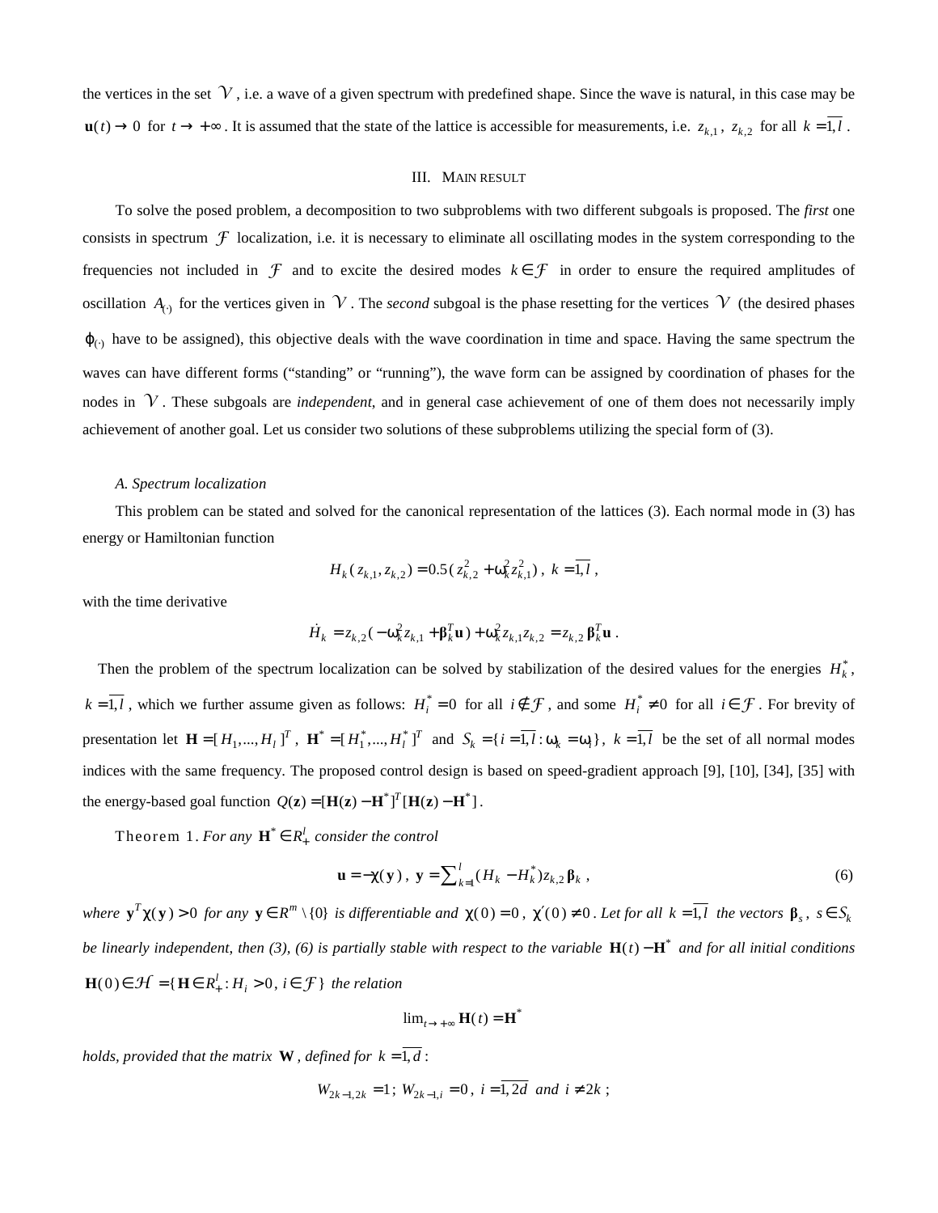the vertices in the set $\mathcal{V}$, i.e. a wave of a given spectrum with predefined shape. Since the wave is natural, in this case may be $\mathbf{u}(t) \to 0$ for $t \to +\infty$. It is assumed that the state of the lattice is accessible for measurements, i.e. $z_{k,1}$, $z_{k,2}$ for all $k = \overline{1,l}$.

## III. MAIN RESULT

To solve the posed problem, a decomposition to two subproblems with two different subgoals is proposed. The *first* one consists in spectrum $\mathcal{F}$ localization, i.e. it is necessary to eliminate all oscillating modes in the system corresponding to the frequencies not included in $\mathcal{F}$ and to excite the desired modes $k \in \mathcal{F}$ in order to ensure the required amplitudes of oscillation $A_{(\cdot)}$ for the vertices given in $\mathcal{V}$. The *second* subgoal is the phase resetting for the vertices $\mathcal{V}$ (the desired phases $\varphi_{(\cdot)}$ have to be assigned), this objective deals with the wave coordination in time and space. Having the same spectrum the waves can have different forms ("standing" or "running"), the wave form can be assigned by coordination of phases for the nodes in $\mathcal{V}$. These subgoals are *independent*, and in general case achievement of one of them does not necessarily imply achievement of another goal. Let us consider two solutions of these subproblems utilizing the special form of (3).

### *A. Spectrum localization*

This problem can be stated and solved for the canonical representation of the lattices (3). Each normal mode in (3) has energy or Hamiltonian function

$$H_k(z_{k,1}, z_{k,2}) = 0.5(z_{k,2}^2 + \omega_k^2 z_{k,1}^2),\ k = \overline{1,l},$$

with the time derivative

$$\dot{H}_k = z_{k,2}(-\omega_k^2 z_{k,1} + \boldsymbol{\beta}_k^T \mathbf{u}) + \omega_k^2 z_{k,1} z_{k,2} = z_{k,2}\, \boldsymbol{\beta}_k^T \mathbf{u}.$$

Then the problem of the spectrum localization can be solved by stabilization of the desired values for the energies $H_k^*$, $k = \overline{1,l}$, which we further assume given as follows: $H_i^* = 0$ for all $i \notin \mathcal{F}$, and some $H_i^* \neq 0$ for all $i \in \mathcal{F}$. For brevity of presentation let $\mathbf{H} = [H_1, ..., H_l]^T$, $\mathbf{H}^* = [H_1^*, ..., H_l^*]^T$ and $S_k = \{i = \overline{1,l} : \omega_k = \omega_i\}$, $k = \overline{1,l}$ be the set of all normal modes indices with the same frequency. The proposed control design is based on speed-gradient approach [9], [10], [34], [35] with the energy-based goal function $Q(\mathbf{z}) = [\mathbf{H}(\mathbf{z}) - \mathbf{H}^*]^T [\mathbf{H}(\mathbf{z}) - \mathbf{H}^*]$.

Theorem 1. *For any $\mathbf{H}^* \in R_+^l$ consider the control*

$$\mathbf{u} = -\chi(\mathbf{y}),\ \mathbf{y} = \sum\nolimits_{k=1}^{l} (H_k - H_k^*) z_{k,2}\, \boldsymbol{\beta}_k, \tag{6}$$

*where $\mathbf{y}^T \chi(\mathbf{y}) > 0$ for any $\mathbf{y} \in R^m \setminus \{0\}$ is differentiable and $\chi(0) = 0$, $\chi'(0) \neq 0$. Let for all $k = \overline{1,l}$ the vectors $\boldsymbol{\beta}_s$, $s \in S_k$ be linearly independent, then (3), (6) is partially stable with respect to the variable $\mathbf{H}(t) - \mathbf{H}^*$ and for all initial conditions $\mathbf{H}(0) \in \mathcal{H} = \{\mathbf{H} \in R_+^l : H_i > 0,\ i \in \mathcal{F}\}$ the relation*

$$\lim\nolimits_{t \to +\infty} \mathbf{H}(t) = \mathbf{H}^*$$

*holds, provided that the matrix $\mathbf{W}$, defined for $k = \overline{1,d}$:*

$$W_{2k-1,2k} = 1;\ W_{2k-1,i} = 0,\ i = \overline{1,2d} \text{ and } i \neq 2k;$$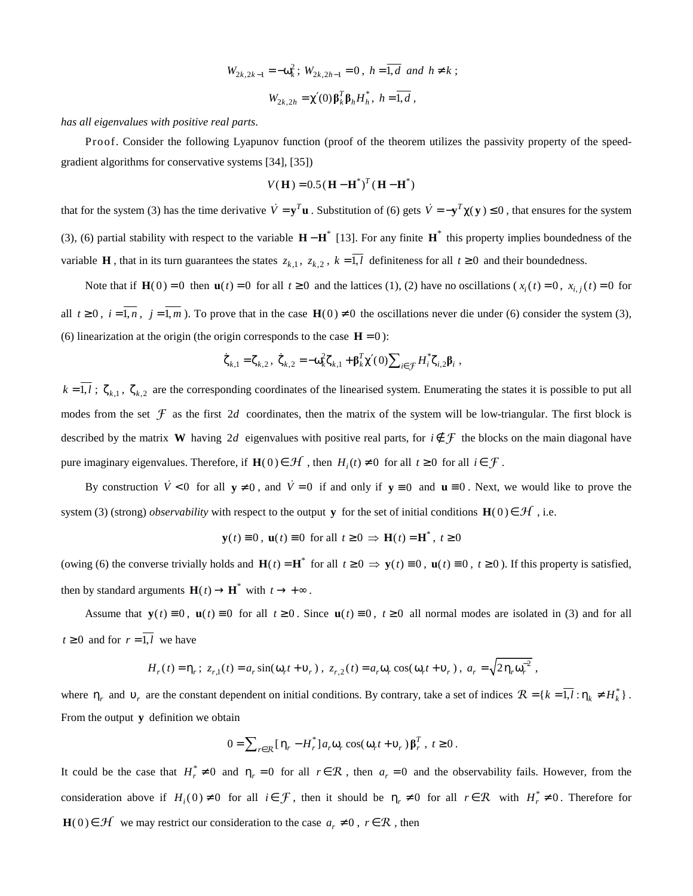$$W_{2k,2k-1} = -\omega_k^2 \,;\; W_{2k,2h-1} = 0 \,,\; h = \overline{1,d} \;\; and \;\; h \neq k \,;$$

$$W_{2k,2h} = \chi'(0)\boldsymbol{\beta}_k^T \boldsymbol{\beta}_h H_h^* \,,\; h = \overline{1,d} \,,$$

*has all eigenvalues with positive real parts*.

Proof. Consider the following Lyapunov function (proof of the theorem utilizes the passivity property of the speed-gradient algorithms for conservative systems [34], [35])

$$V(\mathbf{H}) = 0.5(\mathbf{H} - \mathbf{H}^*)^T(\mathbf{H} - \mathbf{H}^*)$$

that for the system (3) has the time derivative $\dot{V} = \mathbf{y}^T\mathbf{u}$. Substitution of (6) gets $\dot{V} = -\mathbf{y}^T\chi(\mathbf{y}) \leq 0$, that ensures for the system (3), (6) partial stability with respect to the variable $\mathbf{H} - \mathbf{H}^*$ [13]. For any finite $\mathbf{H}^*$ this property implies boundedness of the variable $\mathbf{H}$, that in its turn guarantees the states $z_{k,1}$, $z_{k,2}$, $k = \overline{1,l}$ definiteness for all $t \geq 0$ and their boundedness.

Note that if $\mathbf{H}(0) = 0$ then $\mathbf{u}(t) = 0$ for all $t \geq 0$ and the lattices (1), (2) have no oscillations ($x_i(t) = 0$, $x_{i,j}(t) = 0$ for all $t \geq 0$, $i = \overline{1,n}$, $j = \overline{1,m}$). To prove that in the case $\mathbf{H}(0) \neq 0$ the oscillations never die under (6) consider the system (3), (6) linearization at the origin (the origin corresponds to the case $\mathbf{H} = 0$):

$$\dot{\zeta}_{k,1} = \zeta_{k,2} \,,\; \dot{\zeta}_{k,2} = -\omega_k^2 \zeta_{k,1} + \boldsymbol{\beta}_k^T \chi'(0) \sum_{i \in \mathcal{F}} H_i^* \zeta_{i,2} \boldsymbol{\beta}_i \,,$$

$k = \overline{1,l}$; $\zeta_{k,1}$, $\zeta_{k,2}$ are the corresponding coordinates of the linearised system. Enumerating the states it is possible to put all modes from the set $\mathcal{F}$ as the first $2d$ coordinates, then the matrix of the system will be low-triangular. The first block is described by the matrix $\mathbf{W}$ having $2d$ eigenvalues with positive real parts, for $i \notin \mathcal{F}$ the blocks on the main diagonal have pure imaginary eigenvalues. Therefore, if $\mathbf{H}(0) \in \mathcal{H}$, then $H_i(t) \neq 0$ for all $t \geq 0$ for all $i \in \mathcal{F}$.

By construction $\dot{V} < 0$ for all $\mathbf{y} \neq 0$, and $\dot{V} = 0$ if and only if $\mathbf{y} \equiv 0$ and $\mathbf{u} \equiv 0$. Next, we would like to prove the system (3) (strong) *observability* with respect to the output $\mathbf{y}$ for the set of initial conditions $\mathbf{H}(0) \in \mathcal{H}$, i.e.

$$\mathbf{y}(t) \equiv 0 \,,\; \mathbf{u}(t) \equiv 0 \;\text{ for all } t \geq 0 \;\Rightarrow\; \mathbf{H}(t) = \mathbf{H}^* \,,\; t \geq 0$$

(owing (6) the converse trivially holds and $\mathbf{H}(t) = \mathbf{H}^*$ for all $t \geq 0 \Rightarrow \mathbf{y}(t) \equiv 0$, $\mathbf{u}(t) \equiv 0$, $t \geq 0$). If this property is satisfied, then by standard arguments $\mathbf{H}(t) \to \mathbf{H}^*$ with $t \to +\infty$.

Assume that $\mathbf{y}(t) \equiv 0$, $\mathbf{u}(t) \equiv 0$ for all $t \geq 0$. Since $\mathbf{u}(t) \equiv 0$, $t \geq 0$ all normal modes are isolated in (3) and for all $t \geq 0$ and for $r = \overline{1,l}$ we have

$$H_r(t) = \eta_r \,;\; z_{r,1}(t) = a_r \sin(\omega_r t + \upsilon_r) \,,\; z_{r,2}(t) = a_r \omega_r \cos(\omega_r t + \upsilon_r) \,,\; a_r = \sqrt{2\eta_r \omega_r^{-2}} \,,$$

where $\eta_r$ and $\upsilon_r$ are the constant dependent on initial conditions. By contrary, take a set of indices $\mathcal{R} = \{k = \overline{1,l} : \eta_k \neq H_k^*\}$. From the output $\mathbf{y}$ definition we obtain

$$0 = \sum_{r \in \mathcal{R}} [\eta_r - H_r^*] a_r \omega_r \cos(\omega_r t + \upsilon_r) \boldsymbol{\beta}_r^T \,,\; t \geq 0 \,.$$

It could be the case that $H_r^* \neq 0$ and $\eta_r = 0$ for all $r \in \mathcal{R}$, then $a_r = 0$ and the observability fails. However, from the consideration above if $H_i(0) \neq 0$ for all $i \in \mathcal{F}$, then it should be $\eta_r \neq 0$ for all $r \in \mathcal{R}$ with $H_r^* \neq 0$. Therefore for $\mathbf{H}(0) \in \mathcal{H}$ we may restrict our consideration to the case $a_r \neq 0$, $r \in \mathcal{R}$, then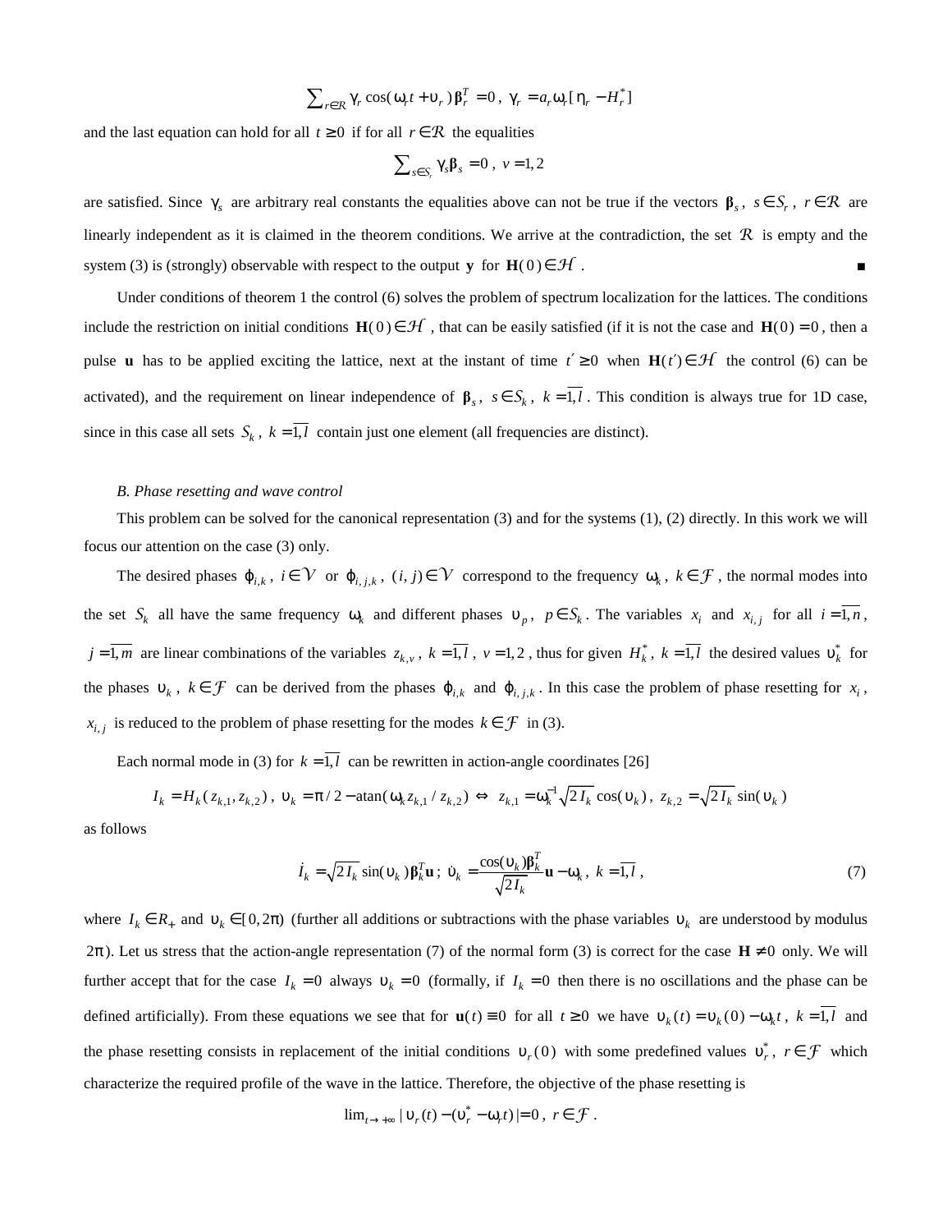$$\sum_{r\in\mathcal{R}} \gamma_r \cos(\omega_r t + \upsilon_r)\boldsymbol{\beta}_r^T = 0\,,\;\; \gamma_r = a_r\omega_r[\eta_r - H_r^*]$$

and the last equation can hold for all $t \geq 0$ if for all $r \in \mathcal{R}$ the equalities

$$\sum_{s\in S_r} \gamma_s \boldsymbol{\beta}_s = 0\,,\;\; v = 1,2$$

are satisfied. Since $\gamma_s$ are arbitrary real constants the equalities above can not be true if the vectors $\boldsymbol{\beta}_s$, $s \in S_r$, $r \in \mathcal{R}$ are linearly independent as it is claimed in the theorem conditions. We arrive at the contradiction, the set $\mathcal{R}$ is empty and the system (3) is (strongly) observable with respect to the output $\mathbf{y}$ for $\mathbf{H}(0) \in \mathcal{H}$. ■

Under conditions of theorem 1 the control (6) solves the problem of spectrum localization for the lattices. The conditions include the restriction on initial conditions $\mathbf{H}(0) \in \mathcal{H}$, that can be easily satisfied (if it is not the case and $\mathbf{H}(0) = 0$, then a pulse $\mathbf{u}$ has to be applied exciting the lattice, next at the instant of time $t' \geq 0$ when $\mathbf{H}(t') \in \mathcal{H}$ the control (6) can be activated), and the requirement on linear independence of $\boldsymbol{\beta}_s$, $s \in S_k$, $k = \overline{1,l}$. This condition is always true for 1D case, since in this case all sets $S_k$, $k = \overline{1,l}$ contain just one element (all frequencies are distinct).

*B. Phase resetting and wave control*

This problem can be solved for the canonical representation (3) and for the systems (1), (2) directly. In this work we will focus our attention on the case (3) only.

The desired phases $\varphi_{i,k}$, $i \in \mathcal{V}$ or $\varphi_{i,j,k}$, $(i,j) \in \mathcal{V}$ correspond to the frequency $\omega_k$, $k \in \mathcal{F}$, the normal modes into the set $S_k$ all have the same frequency $\omega_k$ and different phases $\upsilon_p$, $p \in S_k$. The variables $x_i$ and $x_{i,j}$ for all $i = \overline{1,n}$, $j = \overline{1,m}$ are linear combinations of the variables $z_{k,v}$, $k = \overline{1,l}$, $v = 1,2$, thus for given $H_k^*$, $k = \overline{1,l}$ the desired values $\upsilon_k^*$ for the phases $\upsilon_k$, $k \in \mathcal{F}$ can be derived from the phases $\varphi_{i,k}$ and $\varphi_{i,j,k}$. In this case the problem of phase resetting for $x_i$, $x_{i,j}$ is reduced to the problem of phase resetting for the modes $k \in \mathcal{F}$ in (3).

Each normal mode in (3) for $k = \overline{1,l}$ can be rewritten in action-angle coordinates [26]

$$I_k = H_k(z_{k,1}, z_{k,2})\,,\;\; \upsilon_k = \pi/2 - \mathrm{atan}(\omega_k z_{k,1}/z_{k,2}) \;\Leftrightarrow\; z_{k,1} = \omega_k^{-1}\sqrt{2I_k}\cos(\upsilon_k)\,,\;\; z_{k,2} = \sqrt{2I_k}\sin(\upsilon_k)$$

as follows

$$\dot{I}_k = \sqrt{2I_k}\sin(\upsilon_k)\boldsymbol{\beta}_k^T\mathbf{u}\,;\;\; \dot{\upsilon}_k = \frac{\cos(\upsilon_k)\boldsymbol{\beta}_k^T}{\sqrt{2I_k}}\mathbf{u} - \omega_k\,,\;\; k = \overline{1,l}\,, \tag{7}$$

where $I_k \in R_+$ and $\upsilon_k \in [0, 2\pi)$ (further all additions or subtractions with the phase variables $\upsilon_k$ are understood by modulus $2\pi$). Let us stress that the action-angle representation (7) of the normal form (3) is correct for the case $\mathbf{H} \neq 0$ only. We will further accept that for the case $I_k = 0$ always $\upsilon_k = 0$ (formally, if $I_k = 0$ then there is no oscillations and the phase can be defined artificially). From these equations we see that for $\mathbf{u}(t) \equiv 0$ for all $t \geq 0$ we have $\upsilon_k(t) = \upsilon_k(0) - \omega_k t$, $k = \overline{1,l}$ and the phase resetting consists in replacement of the initial conditions $\upsilon_r(0)$ with some predefined values $\upsilon_r^*$, $r \in \mathcal{F}$ which characterize the required profile of the wave in the lattice. Therefore, the objective of the phase resetting is

$$\lim_{t\to+\infty} |\upsilon_r(t) - (\upsilon_r^* - \omega_r t)| = 0\,,\;\; r \in \mathcal{F}\,.$$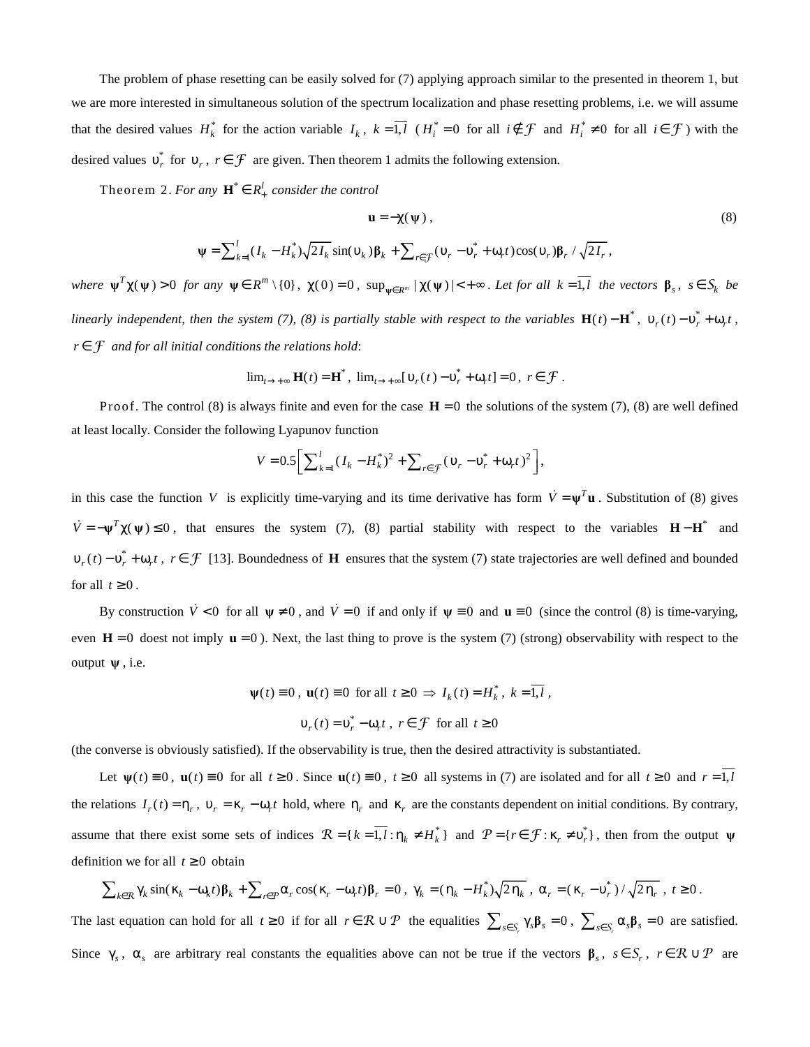The problem of phase resetting can be easily solved for (7) applying approach similar to the presented in theorem 1, but we are more interested in simultaneous solution of the spectrum localization and phase resetting problems, i.e. we will assume that the desired values $H_k^*$ for the action variable $I_k$, $k=\overline{1,l}$ ($H_i^*=0$ for all $i\notin\mathcal{F}$ and $H_i^*\neq 0$ for all $i\in\mathcal{F}$) with the desired values $\upsilon_r^*$ for $\upsilon_r$, $r\in\mathcal{F}$ are given. Then theorem 1 admits the following extension.

Theorem 2. *For any* $\mathbf{H}^*\in R_+^l$ *consider the control*

$$\mathbf{u}=-\chi(\boldsymbol{\psi}), \tag{8}$$

$$\boldsymbol{\psi}=\sum\nolimits_{k=1}^{l}(I_k-H_k^*)\sqrt{2I_k}\sin(\upsilon_k)\boldsymbol{\beta}_k+\sum\nolimits_{r\in\mathcal{F}}(\upsilon_r-\upsilon_r^*+\omega_r t)\cos(\upsilon_r)\boldsymbol{\beta}_r/\sqrt{2I_r},$$

*where* $\boldsymbol{\psi}^T\chi(\boldsymbol{\psi})>0$ *for any* $\boldsymbol{\psi}\in R^m\setminus\{0\}$, $\chi(0)=0$, $\sup_{\boldsymbol{\psi}\in R^m}|\chi(\boldsymbol{\psi})|<+\infty$. *Let for all* $k=\overline{1,l}$ *the vectors* $\boldsymbol{\beta}_s$, $s\in S_k$ *be linearly independent, then the system (7), (8) is partially stable with respect to the variables* $\mathbf{H}(t)-\mathbf{H}^*$, $\upsilon_r(t)-\upsilon_r^*+\omega_r t$, $r\in\mathcal{F}$ *and for all initial conditions the relations hold*:

$$\lim\nolimits_{t\to+\infty}\mathbf{H}(t)=\mathbf{H}^*,\ \lim\nolimits_{t\to+\infty}[\upsilon_r(t)-\upsilon_r^*+\omega_r t]=0,\ r\in\mathcal{F}.$$

Proof. The control (8) is always finite and even for the case $\mathbf{H}=0$ the solutions of the system (7), (8) are well defined at least locally. Consider the following Lyapunov function

$$V=0.5\left[\sum\nolimits_{k=1}^{l}(I_k-H_k^*)^2+\sum\nolimits_{r\in\mathcal{F}}(\upsilon_r-\upsilon_r^*+\omega_r t)^2\right],$$

in this case the function $V$ is explicitly time-varying and its time derivative has form $\dot V=\boldsymbol{\psi}^T\mathbf{u}$. Substitution of (8) gives $\dot V=-\boldsymbol{\psi}^T\chi(\boldsymbol{\psi})\le 0$, that ensures the system (7), (8) partial stability with respect to the variables $\mathbf{H}-\mathbf{H}^*$ and $\upsilon_r(t)-\upsilon_r^*+\omega_r t$, $r\in\mathcal{F}$ [13]. Boundedness of $\mathbf{H}$ ensures that the system (7) state trajectories are well defined and bounded for all $t\ge 0$.

By construction $\dot V<0$ for all $\boldsymbol{\psi}\neq 0$, and $\dot V=0$ if and only if $\boldsymbol{\psi}\equiv 0$ and $\mathbf{u}\equiv 0$ (since the control (8) is time-varying, even $\mathbf{H}=0$ doest not imply $\mathbf{u}=0$). Next, the last thing to prove is the system (7) (strong) observability with respect to the output $\boldsymbol{\psi}$, i.e.

$$\boldsymbol{\psi}(t)\equiv 0,\ \mathbf{u}(t)\equiv 0 \text{ for all } t\ge 0 \Rightarrow I_k(t)=H_k^*,\ k=\overline{1,l},$$

$$\upsilon_r(t)=\upsilon_r^*-\omega_r t,\ r\in\mathcal{F} \text{ for all } t\ge 0$$

(the converse is obviously satisfied). If the observability is true, then the desired attractivity is substantiated.

Let $\boldsymbol{\psi}(t)\equiv 0$, $\mathbf{u}(t)\equiv 0$ for all $t\ge 0$. Since $\mathbf{u}(t)\equiv 0$, $t\ge 0$ all systems in (7) are isolated and for all $t\ge 0$ and $r=\overline{1,l}$ the relations $I_r(t)=\eta_r$, $\upsilon_r=\kappa_r-\omega_r t$ hold, where $\eta_r$ and $\kappa_r$ are the constants dependent on initial conditions. By contrary, assume that there exist some sets of indices $\mathcal{R}=\{k=\overline{1,l}:\eta_k\neq H_k^*\}$ and $\mathcal{P}=\{r\in\mathcal{F}:\kappa_r\neq\upsilon_r^*\}$, then from the output $\boldsymbol{\psi}$ definition we for all $t\ge 0$ obtain

$$\sum\nolimits_{k\in\mathcal{R}}\gamma_k\sin(\kappa_k-\omega_k t)\boldsymbol{\beta}_k+\sum\nolimits_{r\in\mathcal{P}}\alpha_r\cos(\kappa_r-\omega_r t)\boldsymbol{\beta}_r=0,\ \gamma_k=(\eta_k-H_k^*)\sqrt{2\eta_k},\ \alpha_r=(\kappa_r-\upsilon_r^*)/\sqrt{2\eta_r},\ t\ge 0.$$

The last equation can hold for all $t\ge 0$ if for all $r\in\mathcal{R}\cup\mathcal{P}$ the equalities $\sum_{s\in S_r}\gamma_s\boldsymbol{\beta}_s=0$, $\sum_{s\in S_r}\alpha_s\boldsymbol{\beta}_s=0$ are satisfied. Since $\gamma_s$, $\alpha_s$ are arbitrary real constants the equalities above can not be true if the vectors $\boldsymbol{\beta}_s$, $s\in S_r$, $r\in\mathcal{R}\cup\mathcal{P}$ are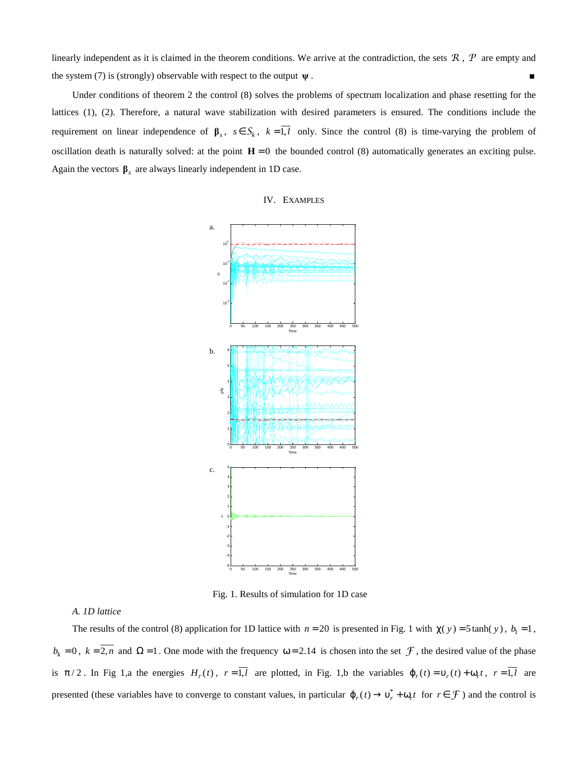linearly independent as it is claimed in the theorem conditions. We arrive at the contradiction, the sets $\mathcal{R}$, $\mathcal{P}$ are empty and the system (7) is (strongly) observable with respect to the output $\boldsymbol{\psi}$. ∎

Under conditions of theorem 2 the control (8) solves the problems of spectrum localization and phase resetting for the lattices (1), (2). Therefore, a natural wave stabilization with desired parameters is ensured. The conditions include the requirement on linear independence of $\boldsymbol{\beta}_s$, $s \in S_k$, $k = \overline{1,l}$ only. Since the control (8) is time-varying the problem of oscillation death is naturally solved: at the point $\mathbf{H} = 0$ the bounded control (8) automatically generates an exciting pulse. Again the vectors $\boldsymbol{\beta}_s$ are always linearly independent in 1D case.

## IV. Examples

Fig. 1. Results of simulation for 1D case

### *A. 1D lattice*

The results of the control (8) application for 1D lattice with $n = 20$ is presented in Fig. 1 with $\chi(y) = 5\tanh(y)$, $b_1 = 1$, $b_k = 0$, $k = \overline{2,n}$ and $\Omega = 1$. One mode with the frequency $\omega = 2.14$ is chosen into the set $\mathcal{F}$, the desired value of the phase is $\pi/2$. In Fig 1,a the energies $H_r(t)$, $r = \overline{1,l}$ are plotted, in Fig. 1,b the variables $\varphi_r(t) = \upsilon_r(t) + \omega_r t$, $r = \overline{1,l}$ are presented (these variables have to converge to constant values, in particular $\varphi_r(t) \to \upsilon_r^* + \omega_r t$ for $r \in \mathcal{F}$) and the control is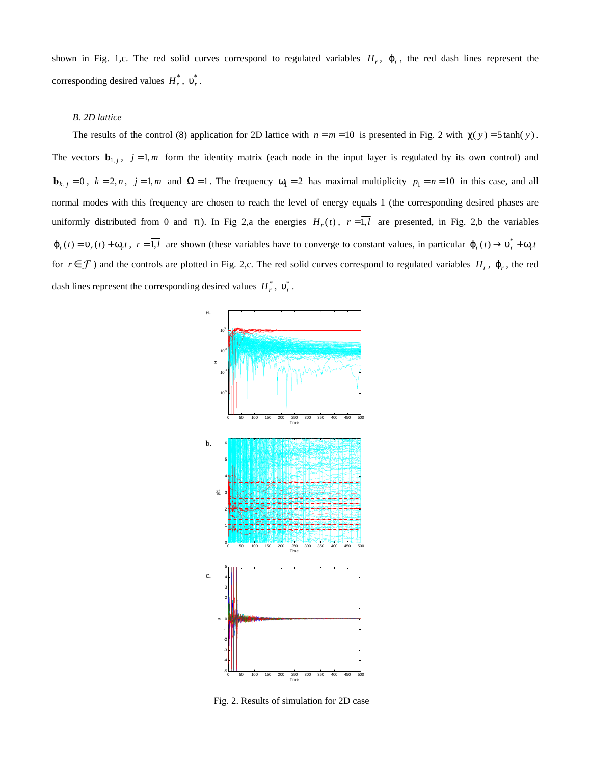shown in Fig. 1,c. The red solid curves correspond to regulated variables $H_r$, $\varphi_r$, the red dash lines represent the corresponding desired values $H_r^*$, $\upsilon_r^*$.

*B. 2D lattice*

The results of the control (8) application for 2D lattice with $n = m = 10$ is presented in Fig. 2 with $\chi(y) = 5\tanh(y)$. The vectors $\mathbf{b}_{1,j}$, $j = \overline{1,m}$ form the identity matrix (each node in the input layer is regulated by its own control) and $\mathbf{b}_{k,j} = 0$, $k = \overline{2,n}$, $j = \overline{1,m}$ and $\Omega = 1$. The frequency $\omega_1 = 2$ has maximal multiplicity $p_1 = n = 10$ in this case, and all normal modes with this frequency are chosen to reach the level of energy equals 1 (the corresponding desired phases are uniformly distributed from 0 and $\pi$). In Fig 2,a the energies $H_r(t)$, $r = \overline{1,l}$ are presented, in Fig. 2,b the variables $\varphi_r(t) = \upsilon_r(t) + \omega_r t$, $r = \overline{1,l}$ are shown (these variables have to converge to constant values, in particular $\varphi_r(t) \to \upsilon_r^* + \omega_r t$ for $r \in \mathcal{F}$) and the controls are plotted in Fig. 2,c. The red solid curves correspond to regulated variables $H_r$, $\varphi_r$, the red dash lines represent the corresponding desired values $H_r^*$, $\upsilon_r^*$.

Fig. 2. Results of simulation for 2D case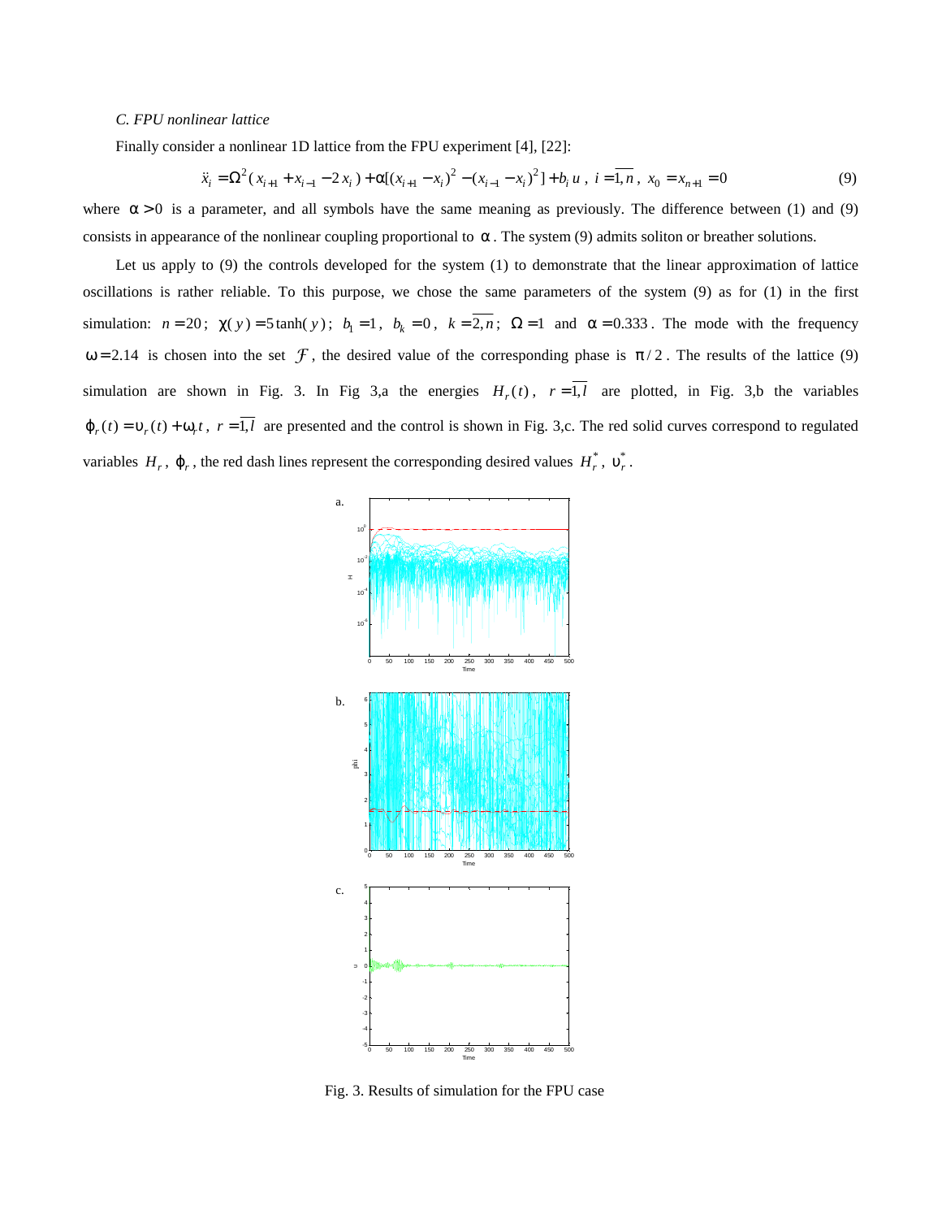### C. FPU nonlinear lattice

Finally consider a nonlinear 1D lattice from the FPU experiment [4], [22]:

$$\ddot{x}_i = \Omega^2 (x_{i+1} + x_{i-1} - 2x_i) + \alpha[(x_{i+1} - x_i)^2 - (x_{i-1} - x_i)^2] + b_i u \, , \; i = \overline{1, n} \, , \; x_0 = x_{n+1} = 0 \tag{9}$$

where $\alpha > 0$ is a parameter, and all symbols have the same meaning as previously. The difference between (1) and (9) consists in appearance of the nonlinear coupling proportional to $\alpha$. The system (9) admits soliton or breather solutions.

Let us apply to (9) the controls developed for the system (1) to demonstrate that the linear approximation of lattice oscillations is rather reliable. To this purpose, we chose the same parameters of the system (9) as for (1) in the first simulation: $n = 20$; $\chi(y) = 5\tanh(y)$; $b_1 = 1$, $b_k = 0$, $k = \overline{2, n}$; $\Omega = 1$ and $\alpha = 0.333$. The mode with the frequency $\omega = 2.14$ is chosen into the set $\mathcal{F}$, the desired value of the corresponding phase is $\pi / 2$. The results of the lattice (9) simulation are shown in Fig. 3. In Fig 3,a the energies $H_r(t)$, $r = \overline{1, l}$ are plotted, in Fig. 3,b the variables $\varphi_r(t) = \upsilon_r(t) + \omega_r t$, $r = \overline{1, l}$ are presented and the control is shown in Fig. 3,c. The red solid curves correspond to regulated variables $H_r$, $\varphi_r$, the red dash lines represent the corresponding desired values $H_r^*$, $\upsilon_r^*$.

Fig. 3. Results of simulation for the FPU case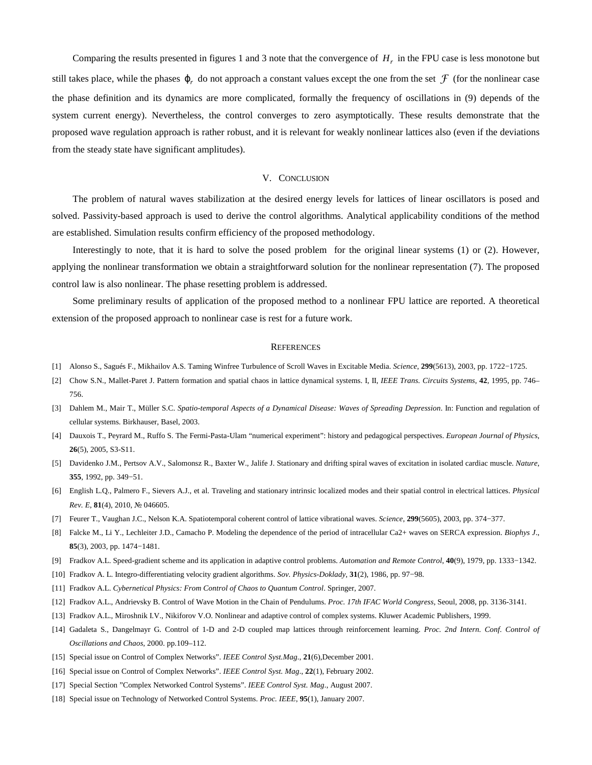Comparing the results presented in figures 1 and 3 note that the convergence of $H_r$ in the FPU case is less monotone but still takes place, while the phases $\varphi_r$ do not approach a constant values except the one from the set $\mathcal{F}$ (for the nonlinear case the phase definition and its dynamics are more complicated, formally the frequency of oscillations in (9) depends of the system current energy). Nevertheless, the control converges to zero asymptotically. These results demonstrate that the proposed wave regulation approach is rather robust, and it is relevant for weakly nonlinear lattices also (even if the deviations from the steady state have significant amplitudes).

## V. Conclusion

The problem of natural waves stabilization at the desired energy levels for lattices of linear oscillators is posed and solved. Passivity-based approach is used to derive the control algorithms. Analytical applicability conditions of the method are established. Simulation results confirm efficiency of the proposed methodology.

Interestingly to note, that it is hard to solve the posed problem for the original linear systems (1) or (2). However, applying the nonlinear transformation we obtain a straightforward solution for the nonlinear representation (7). The proposed control law is also nonlinear. The phase resetting problem is addressed.

Some preliminary results of application of the proposed method to a nonlinear FPU lattice are reported. A theoretical extension of the proposed approach to nonlinear case is rest for a future work.

## References

[1] Alonso S., Sagués F., Mikhailov A.S. Taming Winfree Turbulence of Scroll Waves in Excitable Media. *Science*, **299**(5613), 2003, pp. 1722−1725.

[2] Chow S.N., Mallet-Paret J. Pattern formation and spatial chaos in lattice dynamical systems. I, II, *IEEE Trans. Circuits Systems*, **42**, 1995, pp. 746–756.

[3] Dahlem M., Mair T., Müller S.C. *Spatio-temporal Aspects of a Dynamical Disease: Waves of Spreading Depression*. In: Function and regulation of cellular systems. Birkhauser, Basel, 2003.

[4] Dauxois T., Peyrard M., Ruffo S. The Fermi-Pasta-Ulam "numerical experiment": history and pedagogical perspectives. *European Journal of Physics*, **26**(5), 2005, S3-S11.

[5] Davidenko J.M., Pertsov A.V., Salomonsz R., Baxter W., Jalife J. Stationary and drifting spiral waves of excitation in isolated cardiac muscle. *Nature*, **355**, 1992, pp. 349−51.

[6] English L.Q., Palmero F., Sievers A.J., et al. Traveling and stationary intrinsic localized modes and their spatial control in electrical lattices. *Physical Rev. E*, **81**(4), 2010, № 046605.

[7] Feurer T., Vaughan J.C., Nelson K.A. Spatiotemporal coherent control of lattice vibrational waves. *Science*, **299**(5605), 2003, pp. 374−377.

[8] Falcke M., Li Y., Lechleiter J.D., Camacho P. Modeling the dependence of the period of intracellular Ca2+ waves on SERCA expression. *Biophys J*., **85**(3), 2003, pp. 1474−1481.

[9] Fradkov A.L. Speed-gradient scheme and its application in adaptive control problems. *Automation and Remote Control*, **40**(9), 1979, pp. 1333−1342.

[10] Fradkov A. L. Integro-differentiating velocity gradient algorithms. *Sov. Physics-Doklady*, **31**(2), 1986, pp. 97−98.

[11] Fradkov A.L. *Cybernetical Physics: From Control of Chaos to Quantum Control*. Springer, 2007.

[12] Fradkov A.L., Andrievsky B. Control of Wave Motion in the Chain of Pendulums. *Proc. 17th IFAC World Congress*, Seoul, 2008, pp. 3136-3141.

[13] Fradkov A.L., Miroshnik I.V., Nikiforov V.O. Nonlinear and adaptive control of complex systems. Kluwer Academic Publishers, 1999.

[14] Gadaleta S., Dangelmayr G. Control of 1-D and 2-D coupled map lattices through reinforcement learning. *Proc. 2nd Intern. Conf. Control of Oscillations and Chaos*, 2000. pp.109–112.

[15] Special issue on Control of Complex Networks". *IEEE Control Syst.Mag*., **21**(6),December 2001.

[16] Special issue on Control of Complex Networks". *IEEE Control Syst. Mag*., **22**(1), February 2002.

[17] Special Section "Complex Networked Control Systems". *IEEE Control Syst. Mag*., August 2007.

[18] Special issue on Technology of Networked Control Systems. *Proc. IEEE*, **95**(1), January 2007.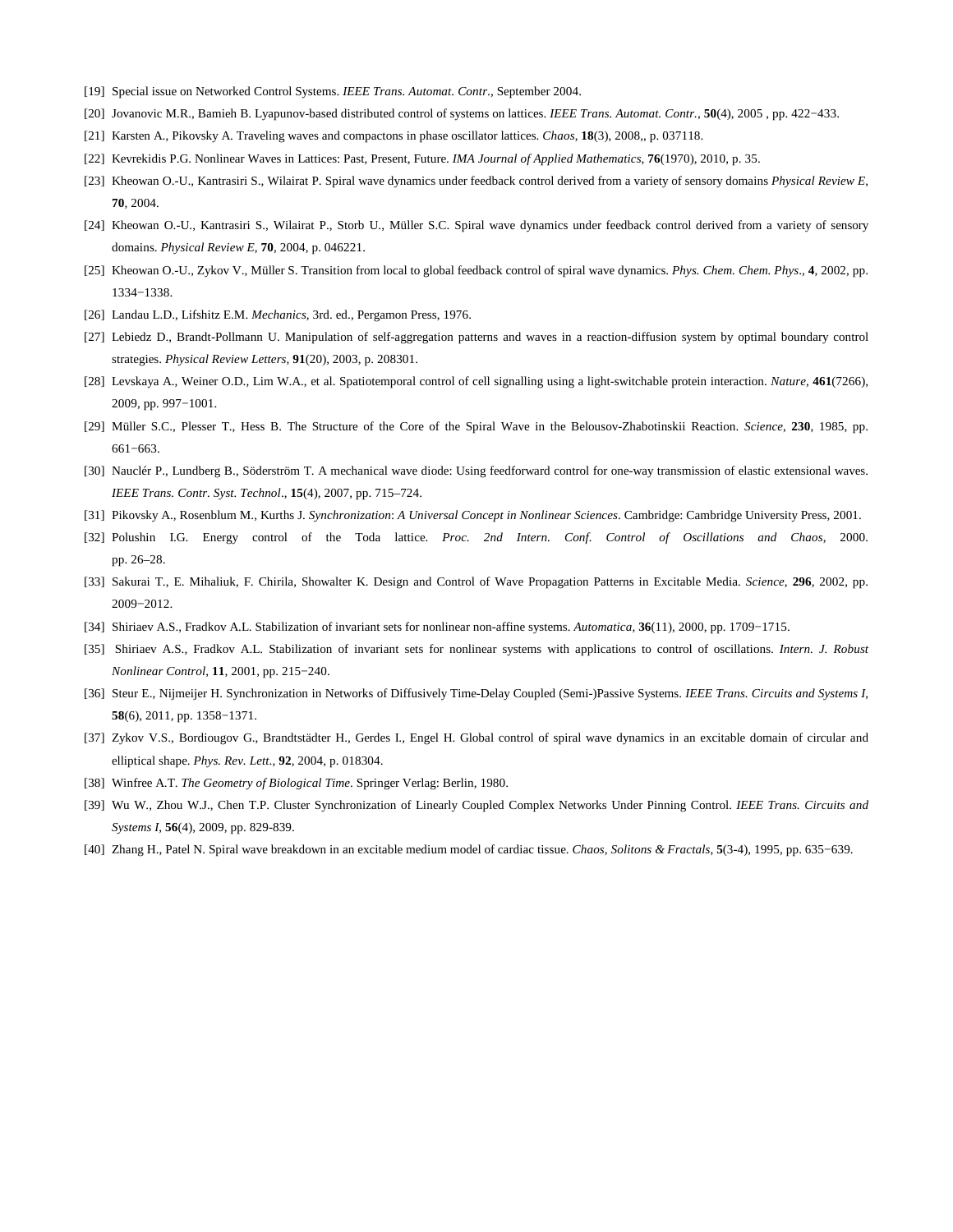[19] Special issue on Networked Control Systems. *IEEE Trans. Automat. Contr.*, September 2004.

[20] Jovanovic M.R., Bamieh B. Lyapunov-based distributed control of systems on lattices. *IEEE Trans. Automat. Contr.*, **50**(4), 2005 , pp. 422−433.

[21] Karsten A., Pikovsky A. Traveling waves and compactons in phase oscillator lattices. *Chaos*, **18**(3), 2008,, p. 037118.

[22] Kevrekidis P.G. Nonlinear Waves in Lattices: Past, Present, Future. *IMA Journal of Applied Mathematics*, **76**(1970), 2010, p. 35.

[23] Kheowan O.-U., Kantrasiri S., Wilairat P. Spiral wave dynamics under feedback control derived from a variety of sensory domains *Physical Review E*, **70**, 2004.

[24] Kheowan O.-U., Kantrasiri S., Wilairat P., Storb U., Müller S.C. Spiral wave dynamics under feedback control derived from a variety of sensory domains. *Physical Review E*, **70**, 2004, p. 046221.

[25] Kheowan O.-U., Zykov V., Müller S. Transition from local to global feedback control of spiral wave dynamics. *Phys. Chem. Chem. Phys*., **4**, 2002, pp. 1334−1338.

[26] Landau L.D., Lifshitz E.M. *Mechanics*, 3rd. ed., Pergamon Press, 1976.

[27] Lebiedz D., Brandt-Pollmann U. Manipulation of self-aggregation patterns and waves in a reaction-diffusion system by optimal boundary control strategies. *Physical Review Letters*, **91**(20), 2003, p. 208301.

[28] Levskaya A., Weiner O.D., Lim W.A., et al. Spatiotemporal control of cell signalling using a light-switchable protein interaction. *Nature*, **461**(7266), 2009, pp. 997−1001.

[29] Müller S.C., Plesser T., Hess B. The Structure of the Core of the Spiral Wave in the Belousov-Zhabotinskii Reaction. *Science*, **230**, 1985, pp. 661−663.

[30] Nauclér P., Lundberg B., Söderström T. A mechanical wave diode: Using feedforward control for one-way transmission of elastic extensional waves. *IEEE Trans. Contr. Syst. Technol*., **15**(4), 2007, pp. 715–724.

[31] Pikovsky A., Rosenblum M., Kurths J. *Synchronization*: *A Universal Concept in Nonlinear Sciences*. Cambridge: Cambridge University Press, 2001.

[32] Polushin I.G. Energy control of the Toda lattice. *Proc. 2nd Intern. Conf. Control of Oscillations and Chaos*, 2000. pp. 26–28.

[33] Sakurai T., E. Mihaliuk, F. Chirila, Showalter K. Design and Control of Wave Propagation Patterns in Excitable Media. *Science*, **296**, 2002, pp. 2009−2012.

[34] Shiriaev A.S., Fradkov A.L. Stabilization of invariant sets for nonlinear non-affine systems. *Automatica*, **36**(11), 2000, pp. 1709−1715.

[35] Shiriaev A.S., Fradkov A.L. Stabilization of invariant sets for nonlinear systems with applications to control of oscillations. *Intern. J. Robust Nonlinear Control*, **11**, 2001, pp. 215−240.

[36] Steur E., Nijmeijer H. Synchronization in Networks of Diffusively Time-Delay Coupled (Semi-)Passive Systems. *IEEE Trans. Circuits and Systems I*, **58**(6), 2011, pp. 1358−1371.

[37] Zykov V.S., Bordiougov G., Brandtstädter H., Gerdes I., Engel H. Global control of spiral wave dynamics in an excitable domain of circular and elliptical shape. *Phys. Rev. Lett.*, **92**, 2004, p. 018304.

[38] Winfree A.T. *The Geometry of Biological Time*. Springer Verlag: Berlin, 1980.

[39] Wu W., Zhou W.J., Chen T.P. Cluster Synchronization of Linearly Coupled Complex Networks Under Pinning Control. *IEEE Trans. Circuits and Systems I*, **56**(4), 2009, pp. 829-839.

[40] Zhang H., Patel N. Spiral wave breakdown in an excitable medium model of cardiac tissue. *Chaos, Solitons & Fractals*, **5**(3-4), 1995, pp. 635−639.